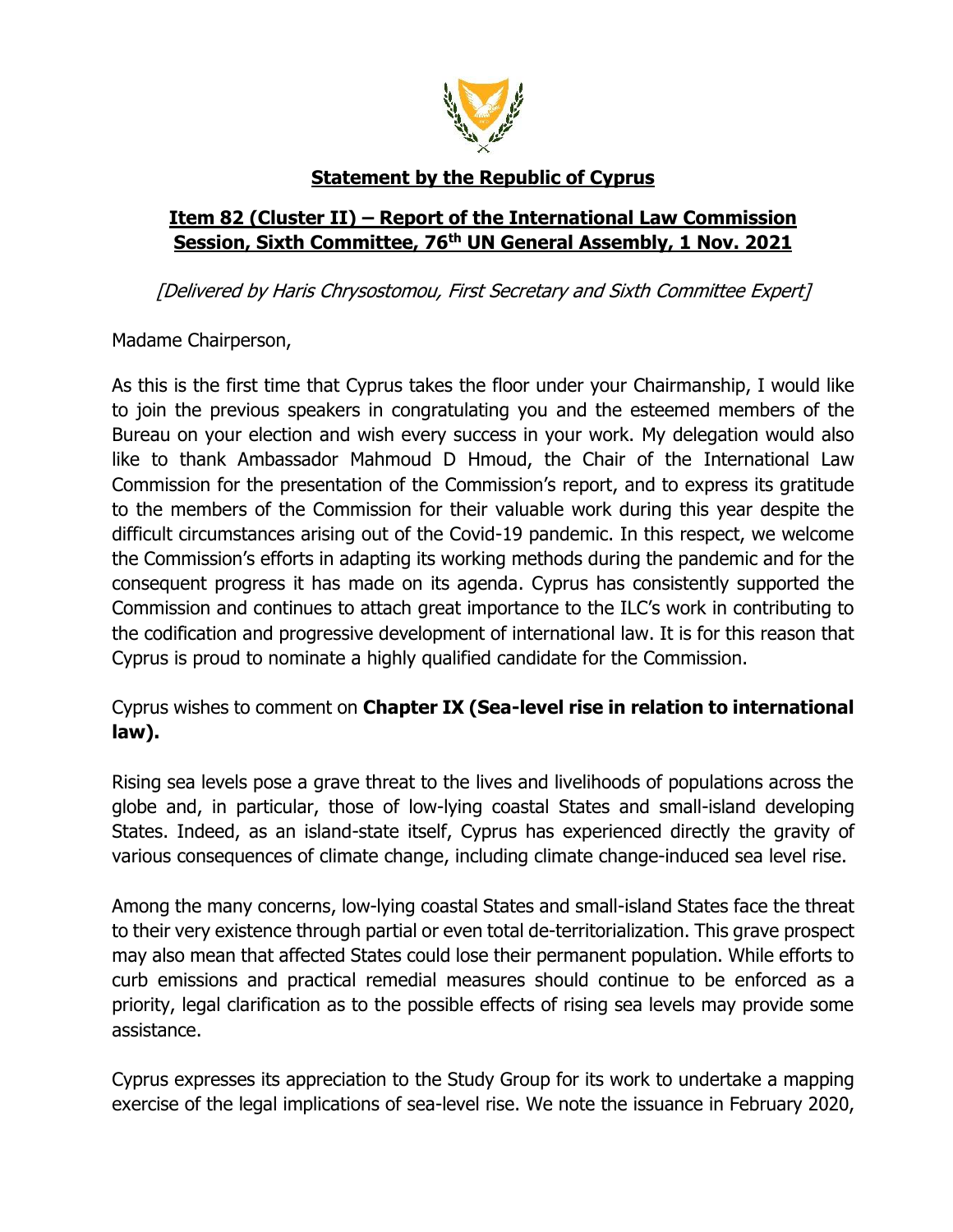**Statement by the Republic of Cyprus**

**Item 82 (Cluster II) – Report of the International Law Commission Session, Sixth Committee, 76th UN General Assembly, 1 Nov. 2021**

*[Delivered by Haris Chrysostomou, First Secretary and Sixth Committee Expert]*

Madame Chairperson,

As this is the first time that Cyprus takes the floor under your Chairmanship, I would like to join the previous speakers in congratulating you and the esteemed members of the Bureau on your election and wish every success in your work. My delegation would also like to thank Ambassador Mahmoud D Hmoud, the Chair of the International Law Commission for the presentation of the Commission's report, and to express its gratitude to the members of the Commission for their valuable work during this year despite the difficult circumstances arising out of the Covid-19 pandemic. In this respect, we welcome the Commission's efforts in adapting its working methods during the pandemic and for the consequent progress it has made on its agenda. Cyprus has consistently supported the Commission and continues to attach great importance to the ILC's work in contributing to the codification and progressive development of international law. It is for this reason that Cyprus is proud to nominate a highly qualified candidate for the Commission.

Cyprus wishes to comment on **Chapter IX (Sea-level rise in relation to international law).**

Rising sea levels pose a grave threat to the lives and livelihoods of populations across the globe and, in particular, those of low-lying coastal States and small-island developing States. Indeed, as an island-state itself, Cyprus has experienced directly the gravity of various consequences of climate change, including climate change-induced sea level rise.

Among the many concerns, low-lying coastal States and small-island States face the threat to their very existence through partial or even total de-territorialization. This grave prospect may also mean that affected States could lose their permanent population. While efforts to curb emissions and practical remedial measures should continue to be enforced as a priority, legal clarification as to the possible effects of rising sea levels may provide some assistance.

Cyprus expresses its appreciation to the Study Group for its work to undertake a mapping exercise of the legal implications of sea-level rise. We note the issuance in February 2020,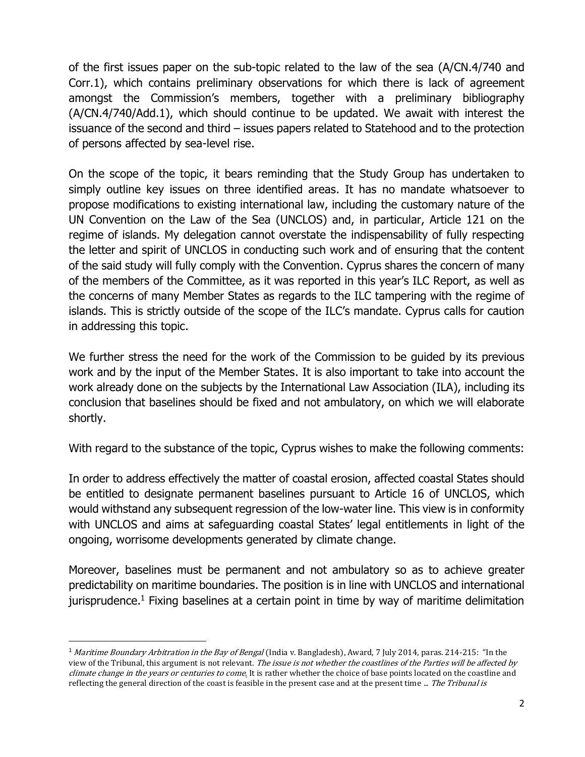of the first issues paper on the sub-topic related to the law of the sea (A/CN.4/740 and Corr.1), which contains preliminary observations for which there is lack of agreement amongst the Commission's members, together with a preliminary bibliography (A/CN.4/740/Add.1), which should continue to be updated. We await with interest the issuance of the second and third – issues papers related to Statehood and to the protection of persons affected by sea-level rise.

On the scope of the topic, it bears reminding that the Study Group has undertaken to simply outline key issues on three identified areas. It has no mandate whatsoever to propose modifications to existing international law, including the customary nature of the UN Convention on the Law of the Sea (UNCLOS) and, in particular, Article 121 on the regime of islands. My delegation cannot overstate the indispensability of fully respecting the letter and spirit of UNCLOS in conducting such work and of ensuring that the content of the said study will fully comply with the Convention. Cyprus shares the concern of many of the members of the Committee, as it was reported in this year's ILC Report, as well as the concerns of many Member States as regards to the ILC tampering with the regime of islands. This is strictly outside of the scope of the ILC's mandate. Cyprus calls for caution in addressing this topic.

We further stress the need for the work of the Commission to be guided by its previous work and by the input of the Member States. It is also important to take into account the work already done on the subjects by the International Law Association (ILA), including its conclusion that baselines should be fixed and not ambulatory, on which we will elaborate shortly.

With regard to the substance of the topic, Cyprus wishes to make the following comments:

In order to address effectively the matter of coastal erosion, affected coastal States should be entitled to designate permanent baselines pursuant to Article 16 of UNCLOS, which would withstand any subsequent regression of the low-water line. This view is in conformity with UNCLOS and aims at safeguarding coastal States' legal entitlements in light of the ongoing, worrisome developments generated by climate change.

Moreover, baselines must be permanent and not ambulatory so as to achieve greater predictability on maritime boundaries. The position is in line with UNCLOS and international jurisprudence.[1] Fixing baselines at a certain point in time by way of maritime delimitation

---

[1] *Maritime Boundary Arbitration in the Bay of Bengal* (India v. Bangladesh), Award, 7 July 2014, paras. 214-215: "In the view of the Tribunal, this argument is not relevant. *The issue is not whether the coastlines of the Parties will be affected by climate change in the years or centuries to come*. It is rather whether the choice of base points located on the coastline and reflecting the general direction of the coast is feasible in the present case and at the present time ... *The Tribunal is*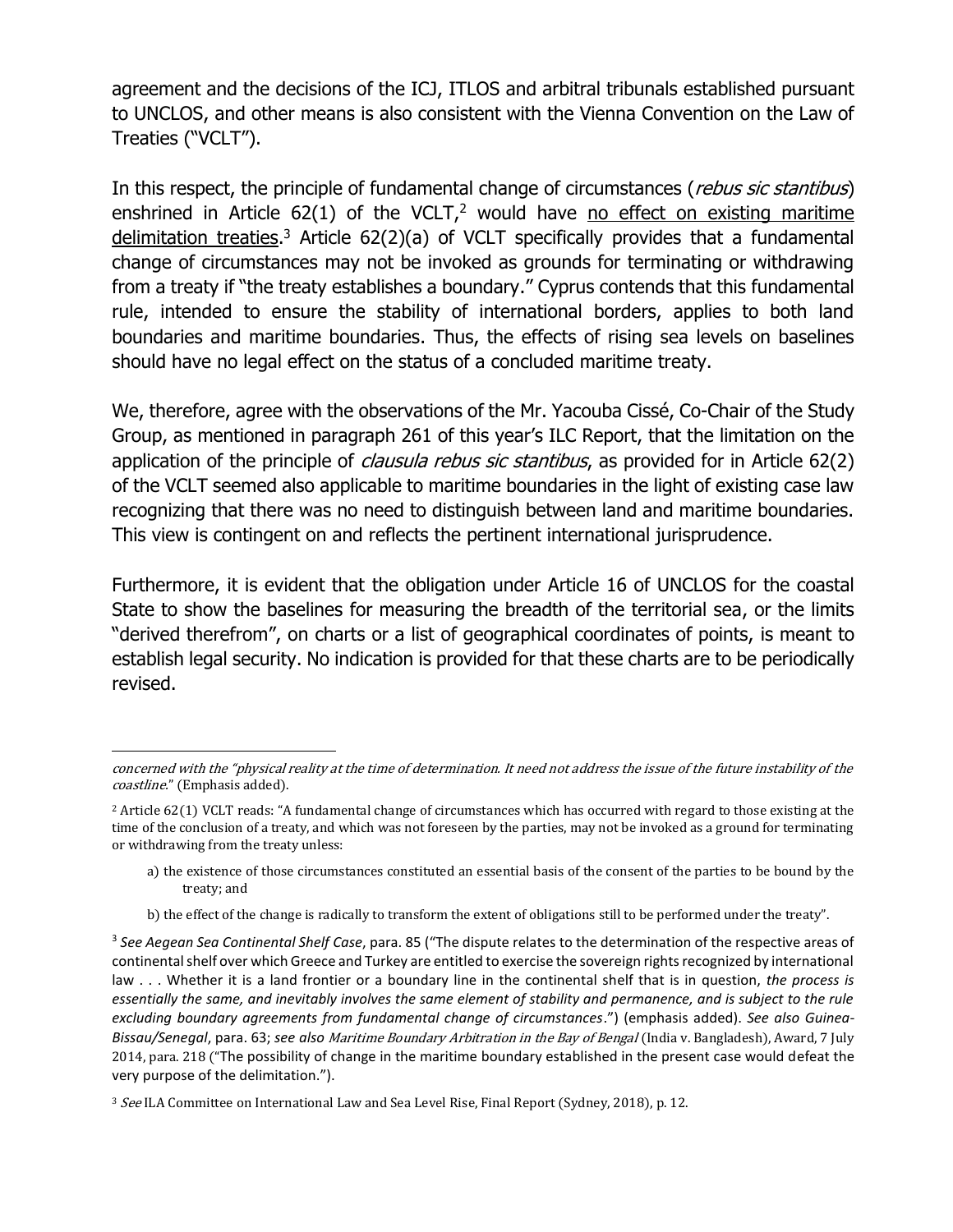agreement and the decisions of the ICJ, ITLOS and arbitral tribunals established pursuant to UNCLOS, and other means is also consistent with the Vienna Convention on the Law of Treaties ("VCLT").

In this respect, the principle of fundamental change of circumstances (*rebus sic stantibus*) enshrined in Article 62(1) of the VCLT,[2] would have <u>no effect on existing maritime delimitation treaties</u>.[3] Article 62(2)(a) of VCLT specifically provides that a fundamental change of circumstances may not be invoked as grounds for terminating or withdrawing from a treaty if "the treaty establishes a boundary." Cyprus contends that this fundamental rule, intended to ensure the stability of international borders, applies to both land boundaries and maritime boundaries. Thus, the effects of rising sea levels on baselines should have no legal effect on the status of a concluded maritime treaty.

We, therefore, agree with the observations of the Mr. Yacouba Cissé, Co-Chair of the Study Group, as mentioned in paragraph 261 of this year's ILC Report, that the limitation on the application of the principle of *clausula rebus sic stantibus*, as provided for in Article 62(2) of the VCLT seemed also applicable to maritime boundaries in the light of existing case law recognizing that there was no need to distinguish between land and maritime boundaries. This view is contingent on and reflects the pertinent international jurisprudence.

Furthermore, it is evident that the obligation under Article 16 of UNCLOS for the coastal State to show the baselines for measuring the breadth of the territorial sea, or the limits "derived therefrom", on charts or a list of geographical coordinates of points, is meant to establish legal security. No indication is provided for that these charts are to be periodically revised.

---

*concerned with the "physical reality at the time of determination. It need not address the issue of the future instability of the coastline."* (Emphasis added).

[2] Article 62(1) VCLT reads: "A fundamental change of circumstances which has occurred with regard to those existing at the time of the conclusion of a treaty, and which was not foreseen by the parties, may not be invoked as a ground for terminating or withdrawing from the treaty unless:

a) the existence of those circumstances constituted an essential basis of the consent of the parties to be bound by the treaty; and

b) the effect of the change is radically to transform the extent of obligations still to be performed under the treaty".

[3] *See Aegean Sea Continental Shelf Case*, para. 85 ("The dispute relates to the determination of the respective areas of continental shelf over which Greece and Turkey are entitled to exercise the sovereign rights recognized by international law . . . Whether it is a land frontier or a boundary line in the continental shelf that is in question, *the process is essentially the same, and inevitably involves the same element of stability and permanence, and is subject to the rule excluding boundary agreements from fundamental change of circumstances*.") (emphasis added). *See also Guinea-Bissau/Senegal*, para. 63; *see also Maritime Boundary Arbitration in the Bay of Bengal* (India v. Bangladesh), Award, 7 July 2014, para. 218 ("The possibility of change in the maritime boundary established in the present case would defeat the very purpose of the delimitation.").

[3] *See* ILA Committee on International Law and Sea Level Rise, Final Report (Sydney, 2018), p. 12.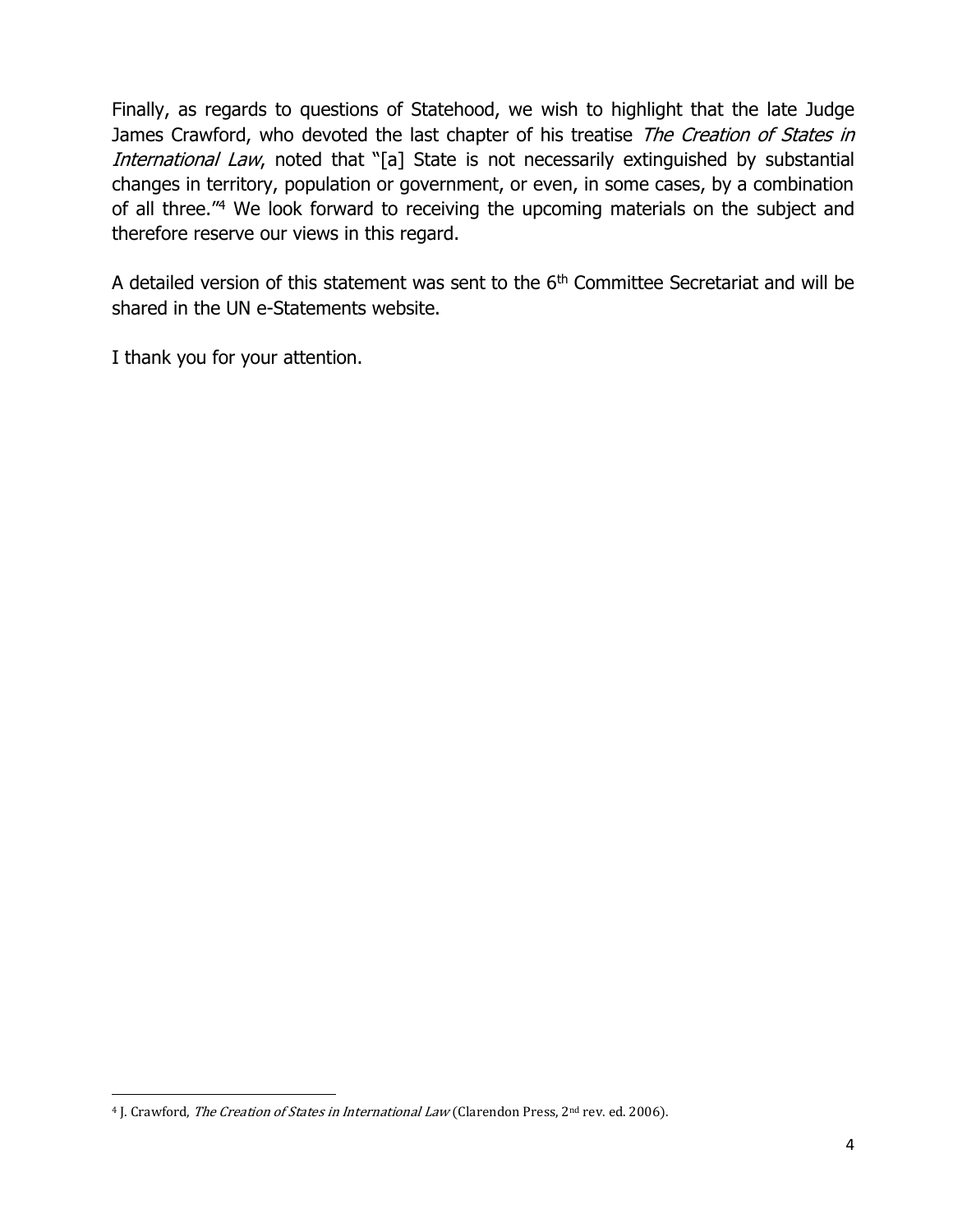Finally, as regards to questions of Statehood, we wish to highlight that the late Judge James Crawford, who devoted the last chapter of his treatise *The Creation of States in International Law*, noted that "[a] State is not necessarily extinguished by substantial changes in territory, population or government, or even, in some cases, by a combination of all three."[4] We look forward to receiving the upcoming materials on the subject and therefore reserve our views in this regard.

A detailed version of this statement was sent to the 6th Committee Secretariat and will be shared in the UN e-Statements website.

I thank you for your attention.

---

[4] J. Crawford, *The Creation of States in International Law* (Clarendon Press, 2nd rev. ed. 2006).